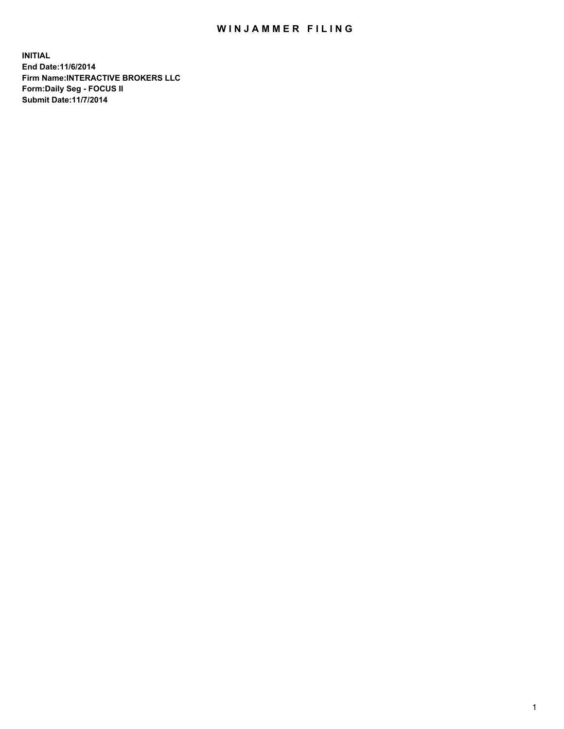# WINJAMMER FILING

**INITIAL**
**End Date:11/6/2014**
**Firm Name:INTERACTIVE BROKERS LLC**
**Form:Daily Seg - FOCUS II**
**Submit Date:11/7/2014**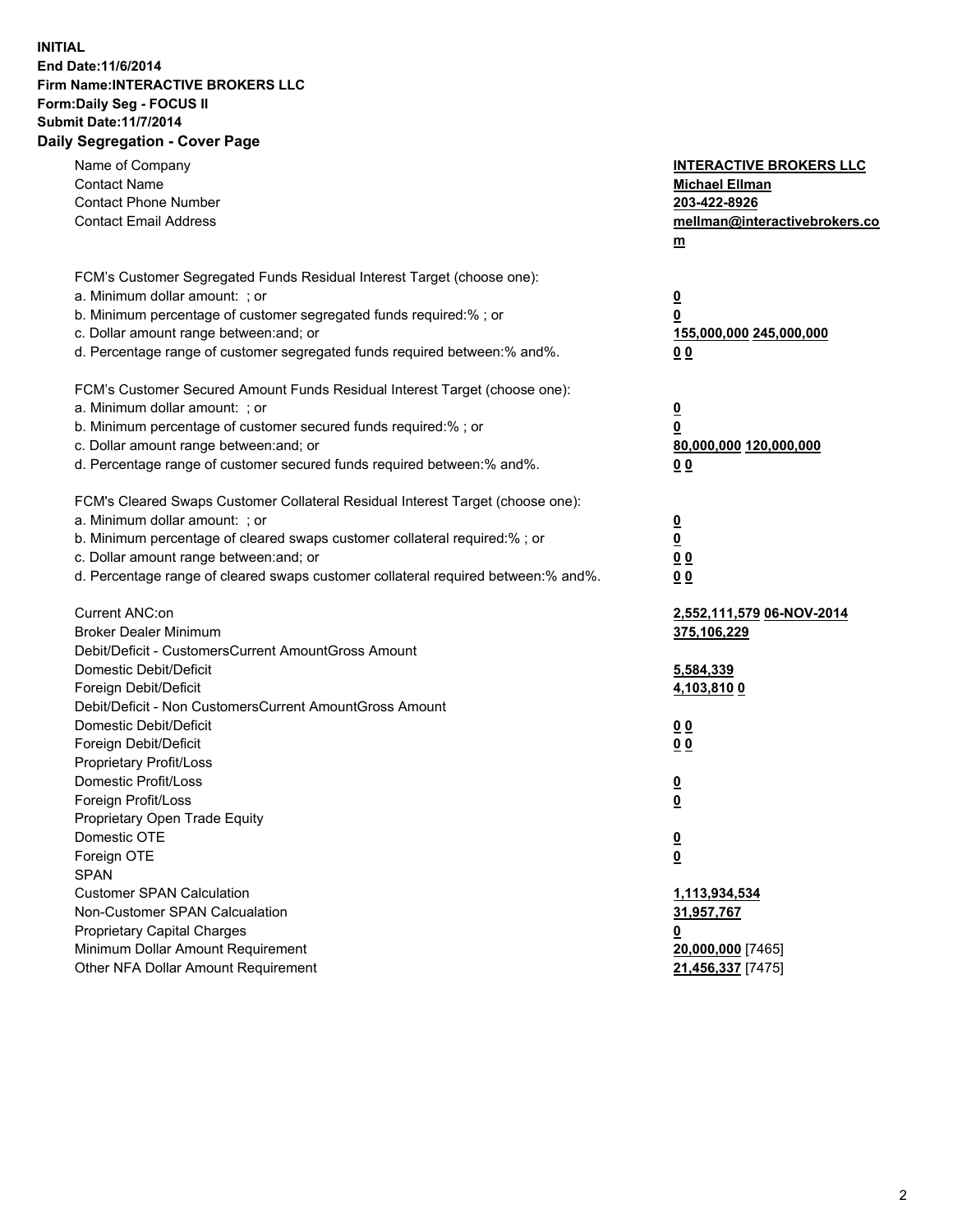**INITIAL**
**End Date:11/6/2014**
**Firm Name:INTERACTIVE BROKERS LLC**
**Form:Daily Seg - FOCUS II**
**Submit Date:11/7/2014**

## Daily Segregation - Cover Page

| | |
|---|---|
| Name of Company | **INTERACTIVE BROKERS LLC** |
| Contact Name | **Michael Ellman** |
| Contact Phone Number | **203-422-8926** |
| Contact Email Address | **mellman@interactivebrokers.com** |
| FCM's Customer Segregated Funds Residual Interest Target (choose one): | |
| a. Minimum dollar amount: ; or | **0** |
| b. Minimum percentage of customer segregated funds required:% ; or | **0** |
| c. Dollar amount range between:and; or | **155,000,000 245,000,000** |
| d. Percentage range of customer segregated funds required between:% and%. | **0 0** |
| FCM's Customer Secured Amount Funds Residual Interest Target (choose one): | |
| a. Minimum dollar amount: ; or | **0** |
| b. Minimum percentage of customer secured funds required:% ; or | **0** |
| c. Dollar amount range between:and; or | **80,000,000 120,000,000** |
| d. Percentage range of customer secured funds required between:% and%. | **0 0** |
| FCM's Cleared Swaps Customer Collateral Residual Interest Target (choose one): | |
| a. Minimum dollar amount: ; or | **0** |
| b. Minimum percentage of cleared swaps customer collateral required:% ; or | **0** |
| c. Dollar amount range between:and; or | **0 0** |
| d. Percentage range of cleared swaps customer collateral required between:% and%. | **0 0** |
| Current ANC:on | **2,552,111,579 06-NOV-2014** |
| Broker Dealer Minimum | **375,106,229** |
| Debit/Deficit - CustomersCurrent AmountGross Amount | |
| Domestic Debit/Deficit | **5,584,339** |
| Foreign Debit/Deficit | **4,103,810 0** |
| Debit/Deficit - Non CustomersCurrent AmountGross Amount | |
| Domestic Debit/Deficit | **0 0** |
| Foreign Debit/Deficit | **0 0** |
| Proprietary Profit/Loss | |
| Domestic Profit/Loss | **0** |
| Foreign Profit/Loss | **0** |
| Proprietary Open Trade Equity | |
| Domestic OTE | **0** |
| Foreign OTE | **0** |
| SPAN | |
| Customer SPAN Calculation | **1,113,934,534** |
| Non-Customer SPAN Calcualation | **31,957,767** |
| Proprietary Capital Charges | **0** |
| Minimum Dollar Amount Requirement | **20,000,000** [7465] |
| Other NFA Dollar Amount Requirement | **21,456,337** [7475] |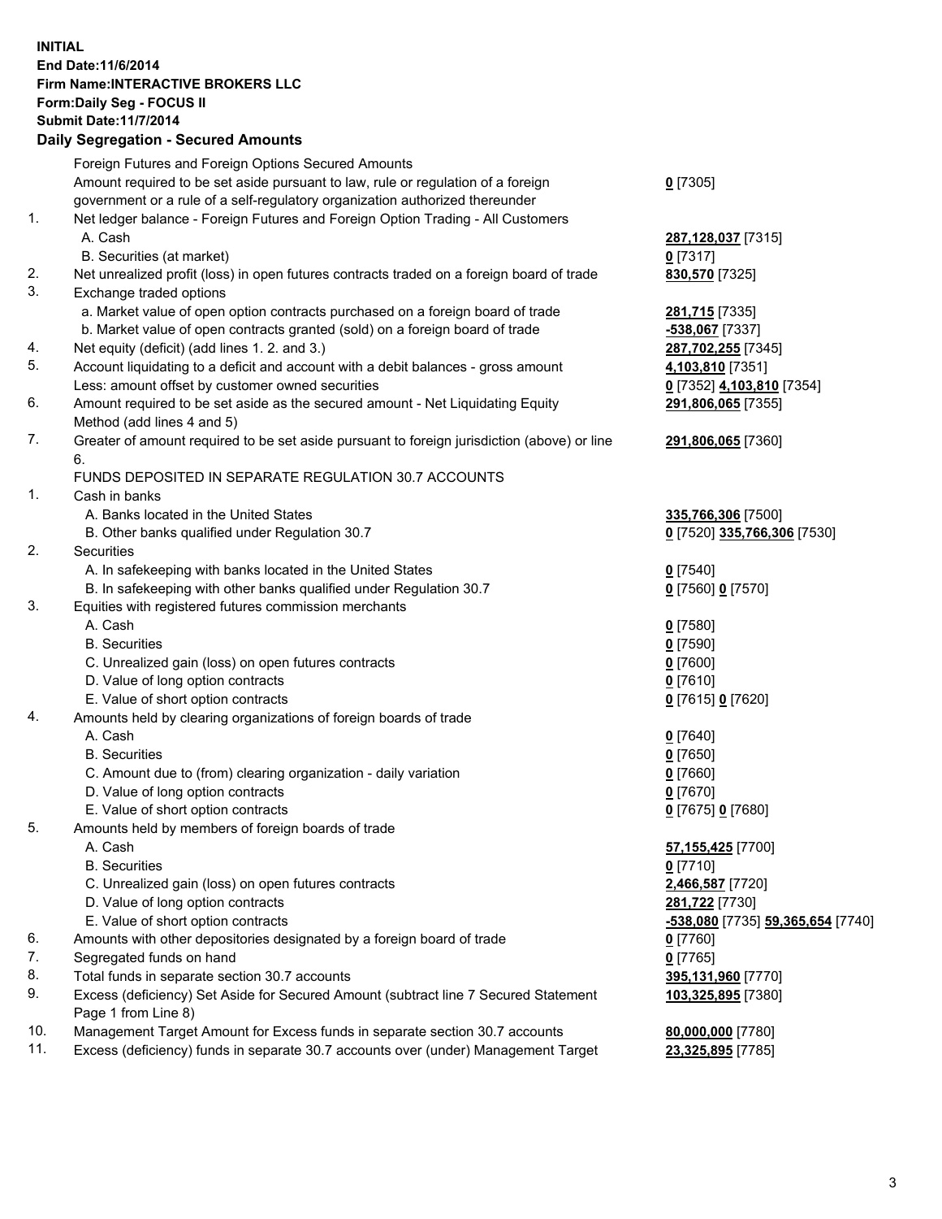**INITIAL**
**End Date:11/6/2014**
**Firm Name:INTERACTIVE BROKERS LLC**
**Form:Daily Seg - FOCUS II**
**Submit Date:11/7/2014**
**Daily Segregation - Secured Amounts**

| | | |
|---|---|---|
| | Foreign Futures and Foreign Options Secured Amounts | |
| | Amount required to be set aside pursuant to law, rule or regulation of a foreign government or a rule of a self-regulatory organization authorized thereunder | **0** [7305] |
| 1. | Net ledger balance - Foreign Futures and Foreign Option Trading - All Customers | |
| | A. Cash | **287,128,037** [7315] |
| | B. Securities (at market) | **0** [7317] |
| 2. | Net unrealized profit (loss) in open futures contracts traded on a foreign board of trade | **830,570** [7325] |
| 3. | Exchange traded options | |
| | a. Market value of open option contracts purchased on a foreign board of trade | **281,715** [7335] |
| | b. Market value of open contracts granted (sold) on a foreign board of trade | **-538,067** [7337] |
| 4. | Net equity (deficit) (add lines 1. 2. and 3.) | **287,702,255** [7345] |
| 5. | Account liquidating to a deficit and account with a debit balances - gross amount | **4,103,810** [7351] |
| | Less: amount offset by customer owned securities | **0** [7352] **4,103,810** [7354] |
| 6. | Amount required to be set aside as the secured amount - Net Liquidating Equity Method (add lines 4 and 5) | **291,806,065** [7355] |
| 7. | Greater of amount required to be set aside pursuant to foreign jurisdiction (above) or line 6. | **291,806,065** [7360] |
| | FUNDS DEPOSITED IN SEPARATE REGULATION 30.7 ACCOUNTS | |
| 1. | Cash in banks | |
| | A. Banks located in the United States | **335,766,306** [7500] |
| | B. Other banks qualified under Regulation 30.7 | **0** [7520] **335,766,306** [7530] |
| 2. | Securities | |
| | A. In safekeeping with banks located in the United States | **0** [7540] |
| | B. In safekeeping with other banks qualified under Regulation 30.7 | **0** [7560] **0** [7570] |
| 3. | Equities with registered futures commission merchants | |
| | A. Cash | **0** [7580] |
| | B. Securities | **0** [7590] |
| | C. Unrealized gain (loss) on open futures contracts | **0** [7600] |
| | D. Value of long option contracts | **0** [7610] |
| | E. Value of short option contracts | **0** [7615] **0** [7620] |
| 4. | Amounts held by clearing organizations of foreign boards of trade | |
| | A. Cash | **0** [7640] |
| | B. Securities | **0** [7650] |
| | C. Amount due to (from) clearing organization - daily variation | **0** [7660] |
| | D. Value of long option contracts | **0** [7670] |
| | E. Value of short option contracts | **0** [7675] **0** [7680] |
| 5. | Amounts held by members of foreign boards of trade | |
| | A. Cash | **57,155,425** [7700] |
| | B. Securities | **0** [7710] |
| | C. Unrealized gain (loss) on open futures contracts | **2,466,587** [7720] |
| | D. Value of long option contracts | **281,722** [7730] |
| | E. Value of short option contracts | **-538,080** [7735] **59,365,654** [7740] |
| 6. | Amounts with other depositories designated by a foreign board of trade | **0** [7760] |
| 7. | Segregated funds on hand | **0** [7765] |
| 8. | Total funds in separate section 30.7 accounts | **395,131,960** [7770] |
| 9. | Excess (deficiency) Set Aside for Secured Amount (subtract line 7 Secured Statement Page 1 from Line 8) | **103,325,895** [7380] |
| 10. | Management Target Amount for Excess funds in separate section 30.7 accounts | **80,000,000** [7780] |
| 11. | Excess (deficiency) funds in separate 30.7 accounts over (under) Management Target | **23,325,895** [7785] |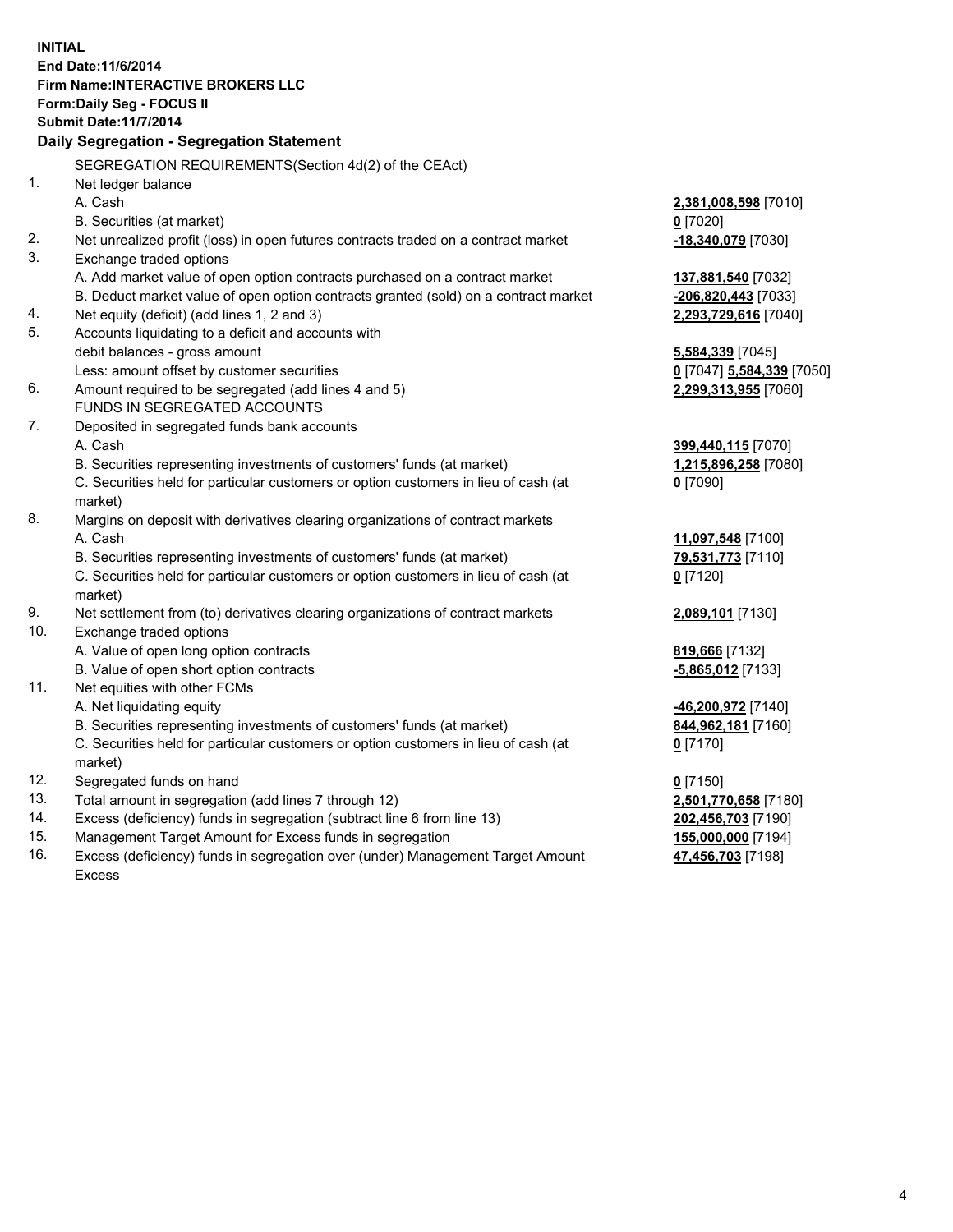**INITIAL**
**End Date:11/6/2014**
**Firm Name:INTERACTIVE BROKERS LLC**
**Form:Daily Seg - FOCUS II**
**Submit Date:11/7/2014**

## Daily Segregation - Segregation Statement

SEGREGATION REQUIREMENTS(Section 4d(2) of the CEAct)

| | | |
|---|---|---|
| 1. | Net ledger balance | |
| | A. Cash | **2,381,008,598** [7010] |
| | B. Securities (at market) | **0** [7020] |
| 2. | Net unrealized profit (loss) in open futures contracts traded on a contract market | **-18,340,079** [7030] |
| 3. | Exchange traded options | |
| | A. Add market value of open option contracts purchased on a contract market | **137,881,540** [7032] |
| | B. Deduct market value of open option contracts granted (sold) on a contract market | **-206,820,443** [7033] |
| 4. | Net equity (deficit) (add lines 1, 2 and 3) | **2,293,729,616** [7040] |
| 5. | Accounts liquidating to a deficit and accounts with debit balances - gross amount | **5,584,339** [7045] |
| | Less: amount offset by customer securities | **0** [7047] **5,584,339** [7050] |
| 6. | Amount required to be segregated (add lines 4 and 5) | **2,299,313,955** [7060] |
| | FUNDS IN SEGREGATED ACCOUNTS | |
| 7. | Deposited in segregated funds bank accounts | |
| | A. Cash | **399,440,115** [7070] |
| | B. Securities representing investments of customers' funds (at market) | **1,215,896,258** [7080] |
| | C. Securities held for particular customers or option customers in lieu of cash (at market) | **0** [7090] |
| 8. | Margins on deposit with derivatives clearing organizations of contract markets | |
| | A. Cash | **11,097,548** [7100] |
| | B. Securities representing investments of customers' funds (at market) | **79,531,773** [7110] |
| | C. Securities held for particular customers or option customers in lieu of cash (at market) | **0** [7120] |
| 9. | Net settlement from (to) derivatives clearing organizations of contract markets | **2,089,101** [7130] |
| 10. | Exchange traded options | |
| | A. Value of open long option contracts | **819,666** [7132] |
| | B. Value of open short option contracts | **-5,865,012** [7133] |
| 11. | Net equities with other FCMs | |
| | A. Net liquidating equity | **-46,200,972** [7140] |
| | B. Securities representing investments of customers' funds (at market) | **844,962,181** [7160] |
| | C. Securities held for particular customers or option customers in lieu of cash (at market) | **0** [7170] |
| 12. | Segregated funds on hand | **0** [7150] |
| 13. | Total amount in segregation (add lines 7 through 12) | **2,501,770,658** [7180] |
| 14. | Excess (deficiency) funds in segregation (subtract line 6 from line 13) | **202,456,703** [7190] |
| 15. | Management Target Amount for Excess funds in segregation | **155,000,000** [7194] |
| 16. | Excess (deficiency) funds in segregation over (under) Management Target Amount Excess | **47,456,703** [7198] |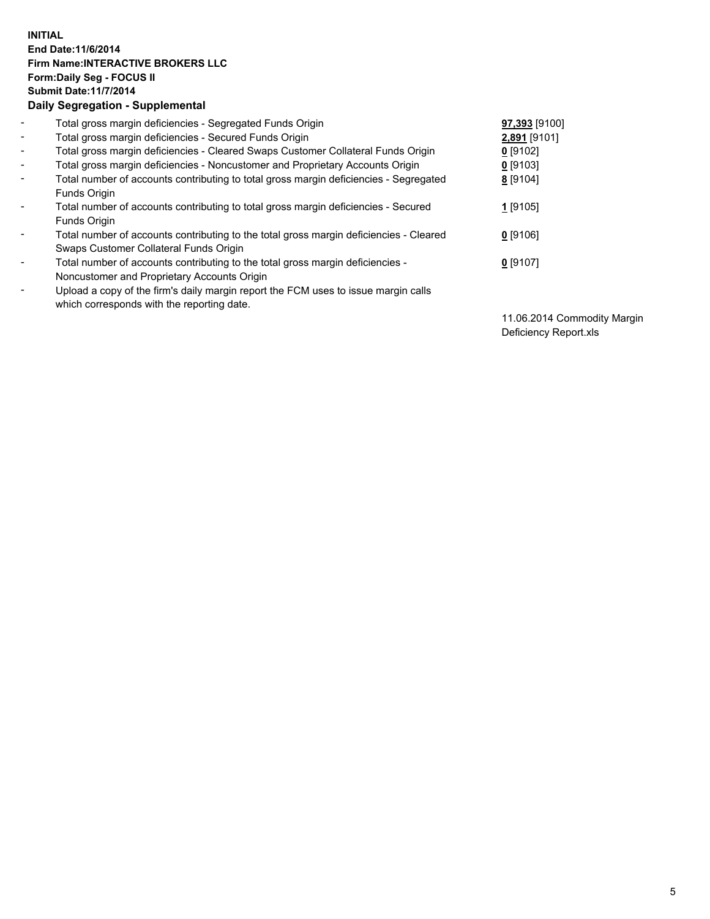**INITIAL**
**End Date:11/6/2014**
**Firm Name:INTERACTIVE BROKERS LLC**
**Form:Daily Seg - FOCUS II**
**Submit Date:11/7/2014**
**Daily Segregation - Supplemental**

| | | |
|---|---|---|
| - | Total gross margin deficiencies - Segregated Funds Origin | **97,393** [9100] |
| - | Total gross margin deficiencies - Secured Funds Origin | **2,891** [9101] |
| - | Total gross margin deficiencies - Cleared Swaps Customer Collateral Funds Origin | **0** [9102] |
| - | Total gross margin deficiencies - Noncustomer and Proprietary Accounts Origin | **0** [9103] |
| - | Total number of accounts contributing to total gross margin deficiencies - Segregated Funds Origin | **8** [9104] |
| - | Total number of accounts contributing to total gross margin deficiencies - Secured Funds Origin | **1** [9105] |
| - | Total number of accounts contributing to the total gross margin deficiencies - Cleared Swaps Customer Collateral Funds Origin | **0** [9106] |
| - | Total number of accounts contributing to the total gross margin deficiencies - Noncustomer and Proprietary Accounts Origin | **0** [9107] |
| - | Upload a copy of the firm's daily margin report the FCM uses to issue margin calls which corresponds with the reporting date. | 11.06.2014 Commodity Margin Deficiency Report.xls |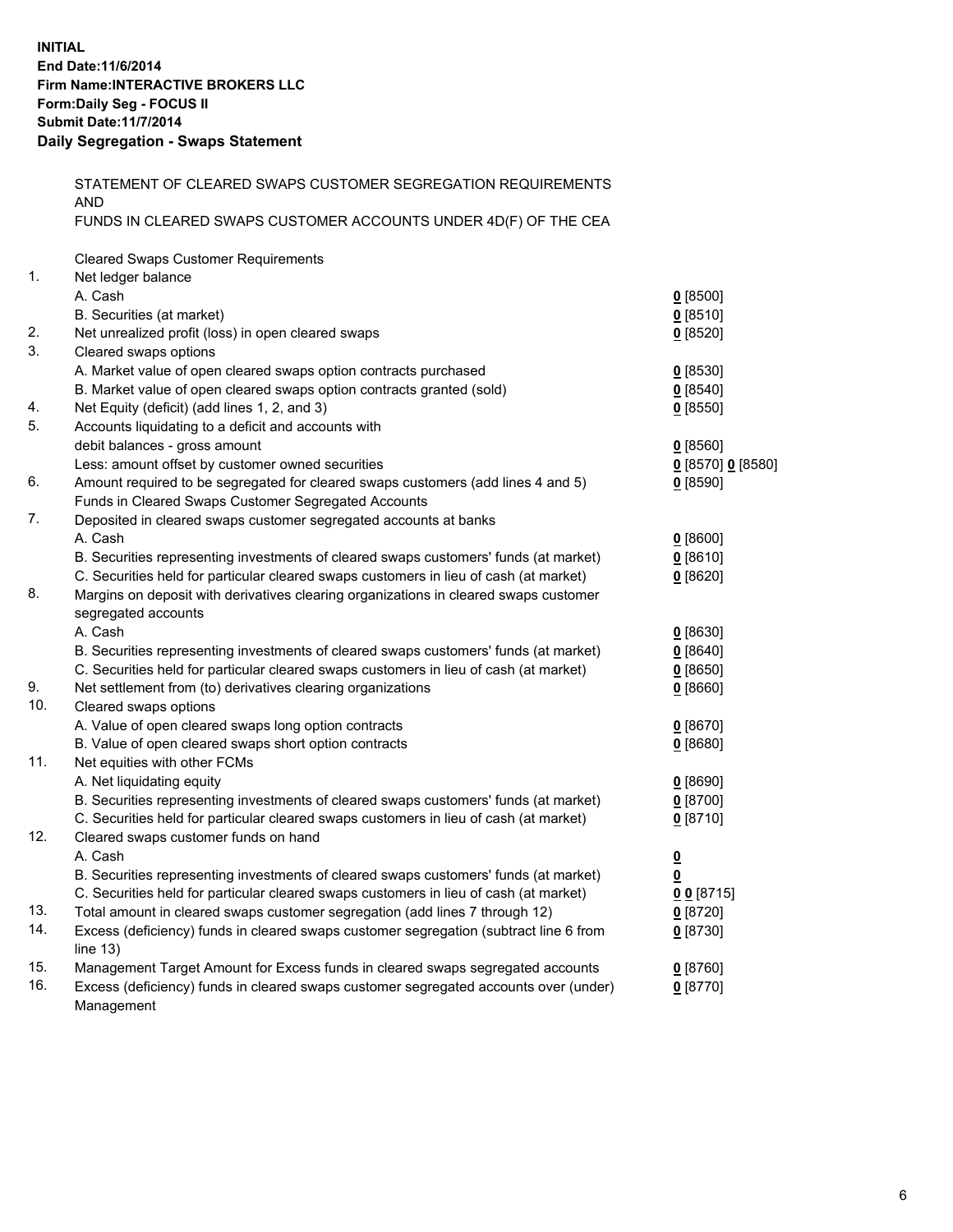**INITIAL**
**End Date:11/6/2014**
**Firm Name:INTERACTIVE BROKERS LLC**
**Form:Daily Seg - FOCUS II**
**Submit Date:11/7/2014**
**Daily Segregation - Swaps Statement**

STATEMENT OF CLEARED SWAPS CUSTOMER SEGREGATION REQUIREMENTS AND FUNDS IN CLEARED SWAPS CUSTOMER ACCOUNTS UNDER 4D(F) OF THE CEA

| | | |
|---|---|---|
| | Cleared Swaps Customer Requirements | |
| 1. | Net ledger balance | |
| | A. Cash | 0 [8500] |
| | B. Securities (at market) | 0 [8510] |
| 2. | Net unrealized profit (loss) in open cleared swaps | 0 [8520] |
| 3. | Cleared swaps options | |
| | A. Market value of open cleared swaps option contracts purchased | 0 [8530] |
| | B. Market value of open cleared swaps option contracts granted (sold) | 0 [8540] |
| 4. | Net Equity (deficit) (add lines 1, 2, and 3) | 0 [8550] |
| 5. | Accounts liquidating to a deficit and accounts with debit balances - gross amount | 0 [8560] |
| | Less: amount offset by customer owned securities | 0 [8570] 0 [8580] |
| 6. | Amount required to be segregated for cleared swaps customers (add lines 4 and 5) | 0 [8590] |
| | Funds in Cleared Swaps Customer Segregated Accounts | |
| 7. | Deposited in cleared swaps customer segregated accounts at banks | |
| | A. Cash | 0 [8600] |
| | B. Securities representing investments of cleared swaps customers' funds (at market) | 0 [8610] |
| | C. Securities held for particular cleared swaps customers in lieu of cash (at market) | 0 [8620] |
| 8. | Margins on deposit with derivatives clearing organizations in cleared swaps customer segregated accounts | |
| | A. Cash | 0 [8630] |
| | B. Securities representing investments of cleared swaps customers' funds (at market) | 0 [8640] |
| | C. Securities held for particular cleared swaps customers in lieu of cash (at market) | 0 [8650] |
| 9. | Net settlement from (to) derivatives clearing organizations | 0 [8660] |
| 10. | Cleared swaps options | |
| | A. Value of open cleared swaps long option contracts | 0 [8670] |
| | B. Value of open cleared swaps short option contracts | 0 [8680] |
| 11. | Net equities with other FCMs | |
| | A. Net liquidating equity | 0 [8690] |
| | B. Securities representing investments of cleared swaps customers' funds (at market) | 0 [8700] |
| | C. Securities held for particular cleared swaps customers in lieu of cash (at market) | 0 [8710] |
| 12. | Cleared swaps customer funds on hand | |
| | A. Cash | 0 |
| | B. Securities representing investments of cleared swaps customers' funds (at market) | 0 |
| | C. Securities held for particular cleared swaps customers in lieu of cash (at market) | 0 0 [8715] |
| 13. | Total amount in cleared swaps customer segregation (add lines 7 through 12) | 0 [8720] |
| 14. | Excess (deficiency) funds in cleared swaps customer segregation (subtract line 6 from line 13) | 0 [8730] |
| 15. | Management Target Amount for Excess funds in cleared swaps segregated accounts | 0 [8760] |
| 16. | Excess (deficiency) funds in cleared swaps customer segregated accounts over (under) Management | 0 [8770] |